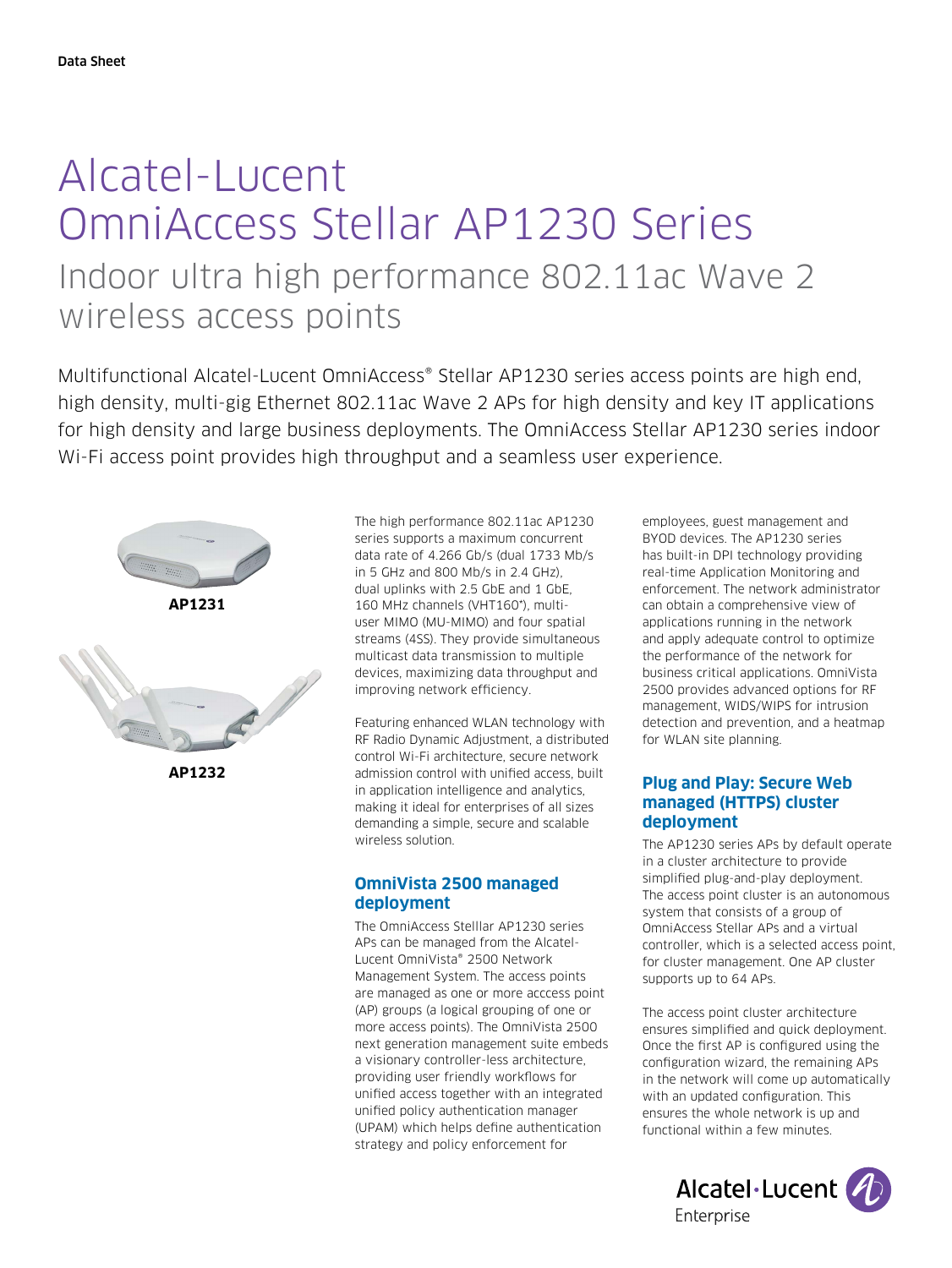Data Sheet

# Alcatel-Lucent OmniAccess Stellar AP1230 Series

## Indoor ultra high performance 802.11ac Wave 2 wireless access points

Multifunctional Alcatel-Lucent OmniAccess® Stellar AP1230 series access points are high end, high density, multi-gig Ethernet 802.11ac Wave 2 APs for high density and key IT applications for high density and large business deployments. The OmniAccess Stellar AP1230 series indoor Wi-Fi access point provides high throughput and a seamless user experience.

**AP1231**

**AP1232**

The high performance 802.11ac AP1230 series supports a maximum concurrent data rate of 4.266 Gb/s (dual 1733 Mb/s in 5 GHz and 800 Mb/s in 2.4 GHz), dual uplinks with 2.5 GbE and 1 GbE, 160 MHz channels (VHT160*), multi-user MIMO (MU-MIMO) and four spatial streams (4SS). They provide simultaneous multicast data transmission to multiple devices, maximizing data throughput and improving network efficiency.

Featuring enhanced WLAN technology with RF Radio Dynamic Adjustment, a distributed control Wi-Fi architecture, secure network admission control with unified access, built in application intelligence and analytics, making it ideal for enterprises of all sizes demanding a simple, secure and scalable wireless solution.

### OmniVista 2500 managed deployment

The OmniAccess Stelllar AP1230 series APs can be managed from the Alcatel-Lucent OmniVista® 2500 Network Management System. The access points are managed as one or more acccess point (AP) groups (a logical grouping of one or more access points). The OmniVista 2500 next generation management suite embeds a visionary controller-less architecture, providing user friendly workflows for unified access together with an integrated unified policy authentication manager (UPAM) which helps define authentication strategy and policy enforcement for employees, guest management and BYOD devices. The AP1230 series has built-in DPI technology providing real-time Application Monitoring and enforcement. The network administrator can obtain a comprehensive view of applications running in the network and apply adequate control to optimize the performance of the network for business critical applications. OmniVista 2500 provides advanced options for RF management, WIDS/WIPS for intrusion detection and prevention, and a heatmap for WLAN site planning.

### Plug and Play: Secure Web managed (HTTPS) cluster deployment

The AP1230 series APs by default operate in a cluster architecture to provide simplified plug-and-play deployment. The access point cluster is an autonomous system that consists of a group of OmniAccess Stellar APs and a virtual controller, which is a selected access point, for cluster management. One AP cluster supports up to 64 APs.

The access point cluster architecture ensures simplified and quick deployment. Once the first AP is configured using the configuration wizard, the remaining APs in the network will come up automatically with an updated configuration. This ensures the whole network is up and functional within a few minutes.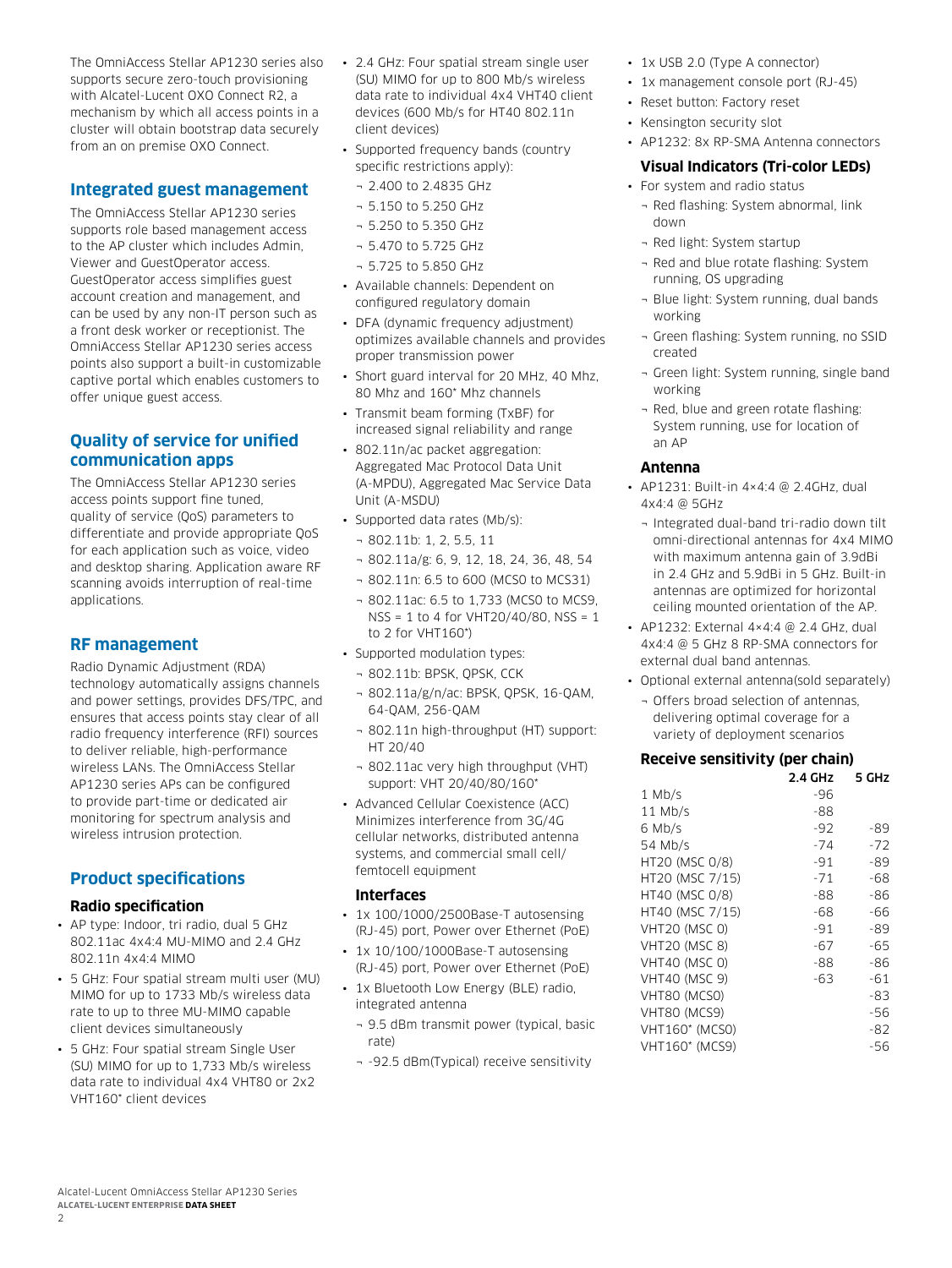The OmniAccess Stellar AP1230 series also supports secure zero-touch provisioning with Alcatel-Lucent OXO Connect R2, a mechanism by which all access points in a cluster will obtain bootstrap data securely from an on premise OXO Connect.

## Integrated guest management

The OmniAccess Stellar AP1230 series supports role based management access to the AP cluster which includes Admin, Viewer and GuestOperator access. GuestOperator access simplifies guest account creation and management, and can be used by any non-IT person such as a front desk worker or receptionist. The OmniAccess Stellar AP1230 series access points also support a built-in customizable captive portal which enables customers to offer unique guest access.

## Quality of service for unified communication apps

The OmniAccess Stellar AP1230 series access points support fine tuned, quality of service (QoS) parameters to differentiate and provide appropriate QoS for each application such as voice, video and desktop sharing. Application aware RF scanning avoids interruption of real-time applications.

## RF management

Radio Dynamic Adjustment (RDA) technology automatically assigns channels and power settings, provides DFS/TPC, and ensures that access points stay clear of all radio frequency interference (RFI) sources to deliver reliable, high-performance wireless LANs. The OmniAccess Stellar AP1230 series APs can be configured to provide part-time or dedicated air monitoring for spectrum analysis and wireless intrusion protection.

## Product specifications

### Radio specification

- AP type: Indoor, tri radio, dual 5 GHz 802.11ac 4x4:4 MU-MIMO and 2.4 GHz 802.11n 4x4:4 MIMO
- 5 GHz: Four spatial stream multi user (MU) MIMO for up to 1733 Mb/s wireless data rate to up to three MU-MIMO capable client devices simultaneously
- 5 GHz: Four spatial stream Single User (SU) MIMO for up to 1,733 Mb/s wireless data rate to individual 4x4 VHT80 or 2x2 VHT160* client devices
- 2.4 GHz: Four spatial stream single user (SU) MIMO for up to 800 Mb/s wireless data rate to individual 4x4 VHT40 client devices (600 Mb/s for HT40 802.11n client devices)
- Supported frequency bands (country specific restrictions apply):
  - 2.400 to 2.4835 GHz
  - 5.150 to 5.250 GHz
  - 5.250 to 5.350 GHz
  - 5.470 to 5.725 GHz
  - 5.725 to 5.850 GHz
- Available channels: Dependent on configured regulatory domain
- DFA (dynamic frequency adjustment) optimizes available channels and provides proper transmission power
- Short guard interval for 20 MHz, 40 Mhz, 80 Mhz and 160* Mhz channels
- Transmit beam forming (TxBF) for increased signal reliability and range
- 802.11n/ac packet aggregation: Aggregated Mac Protocol Data Unit (A-MPDU), Aggregated Mac Service Data Unit (A-MSDU)
- Supported data rates (Mb/s):
  - 802.11b: 1, 2, 5.5, 11
  - 802.11a/g: 6, 9, 12, 18, 24, 36, 48, 54
  - 802.11n: 6.5 to 600 (MCS0 to MCS31)
  - 802.11ac: 6.5 to 1,733 (MCS0 to MCS9, NSS = 1 to 4 for VHT20/40/80, NSS = 1 to 2 for VHT160*)
- Supported modulation types:
  - 802.11b: BPSK, QPSK, CCK
  - 802.11a/g/n/ac: BPSK, QPSK, 16-QAM, 64-QAM, 256-QAM
  - 802.11n high-throughput (HT) support: HT 20/40
  - 802.11ac very high throughput (VHT) support: VHT 20/40/80/160*
- Advanced Cellular Coexistence (ACC) Minimizes interference from 3G/4G cellular networks, distributed antenna systems, and commercial small cell/ femtocell equipment

### Interfaces

- 1x 100/1000/2500Base-T autosensing (RJ-45) port, Power over Ethernet (PoE)
- 1x 10/100/1000Base-T autosensing (RJ-45) port, Power over Ethernet (PoE)
- 1x Bluetooth Low Energy (BLE) radio, integrated antenna
  - 9.5 dBm transmit power (typical, basic rate)
  - -92.5 dBm(Typical) receive sensitivity
- 1x USB 2.0 (Type A connector)
- 1x management console port (RJ-45)
- Reset button: Factory reset
- Kensington security slot
- AP1232: 8x RP-SMA Antenna connectors

### Visual Indicators (Tri-color LEDs)

- For system and radio status
  - Red flashing: System abnormal, link down
  - Red light: System startup
  - Red and blue rotate flashing: System running, OS upgrading
  - Blue light: System running, dual bands working
  - Green flashing: System running, no SSID created
  - Green light: System running, single band working
  - Red, blue and green rotate flashing: System running, use for location of an AP

### Antenna

- AP1231: Built-in 4×4:4 @ 2.4GHz, dual 4x4:4 @ 5GHz
  - Integrated dual-band tri-radio down tilt omni-directional antennas for 4x4 MIMO with maximum antenna gain of 3.9dBi in 2.4 GHz and 5.9dBi in 5 GHz. Built-in antennas are optimized for horizontal ceiling mounted orientation of the AP.
- AP1232: External 4×4:4 @ 2.4 GHz, dual 4x4:4 @ 5 GHz 8 RP-SMA connectors for external dual band antennas.
- Optional external antenna(sold separately)
  - Offers broad selection of antennas, delivering optimal coverage for a variety of deployment scenarios

### Receive sensitivity (per chain)

| | 2.4 GHz | 5 GHz |
|---|---|---|
| 1 Mb/s | -96 | |
| 11 Mb/s | -88 | |
| 6 Mb/s | -92 | -89 |
| 54 Mb/s | -74 | -72 |
| HT20 (MSC 0/8) | -91 | -89 |
| HT20 (MSC 7/15) | -71 | -68 |
| HT40 (MSC 0/8) | -88 | -86 |
| HT40 (MSC 7/15) | -68 | -66 |
| VHT20 (MSC 0) | -91 | -89 |
| VHT20 (MSC 8) | -67 | -65 |
| VHT40 (MSC 0) | -88 | -86 |
| VHT40 (MSC 9) | -63 | -61 |
| VHT80 (MCS0) | | -83 |
| VHT80 (MCS9) | | -56 |
| VHT160* (MCS0) | | -82 |
| VHT160* (MCS9) | | -56 |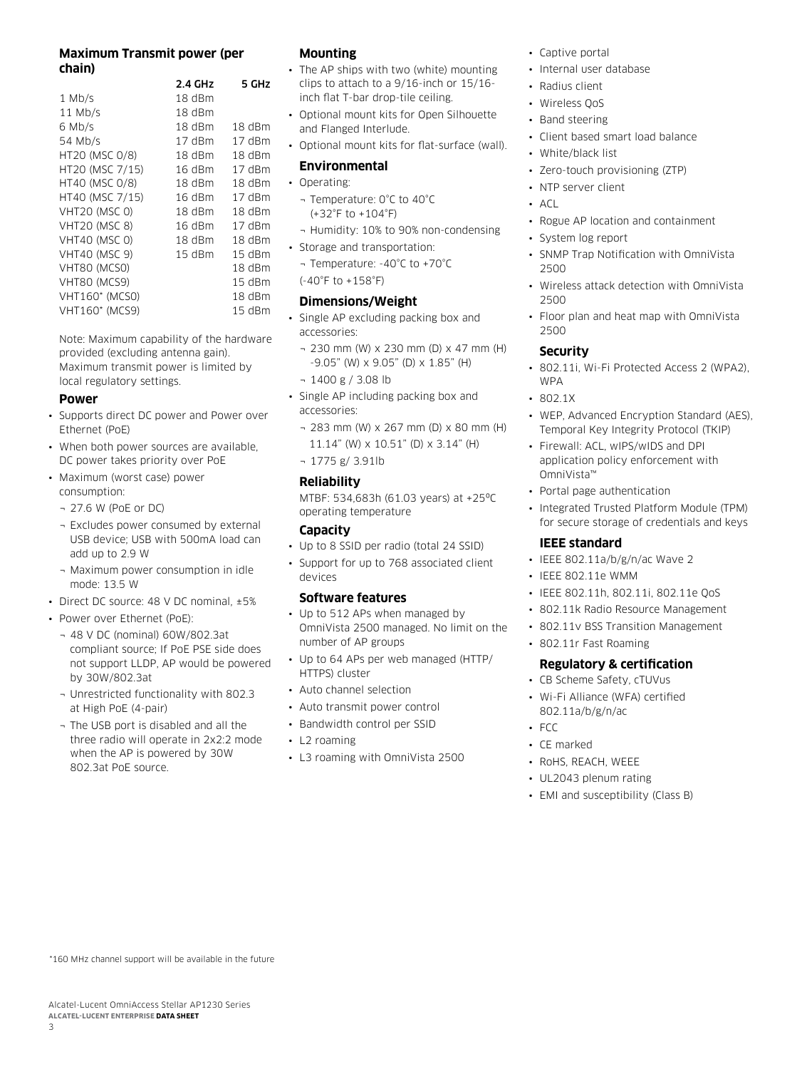### Maximum Transmit power (per chain)

| | 2.4 GHz | 5 GHz |
|---|---|---|
| 1 Mb/s | 18 dBm | |
| 11 Mb/s | 18 dBm | |
| 6 Mb/s | 18 dBm | 18 dBm |
| 54 Mb/s | 17 dBm | 17 dBm |
| HT20 (MSC 0/8) | 18 dBm | 18 dBm |
| HT20 (MSC 7/15) | 16 dBm | 17 dBm |
| HT40 (MSC 0/8) | 18 dBm | 18 dBm |
| HT40 (MSC 7/15) | 16 dBm | 17 dBm |
| VHT20 (MSC 0) | 18 dBm | 18 dBm |
| VHT20 (MSC 8) | 16 dBm | 17 dBm |
| VHT40 (MSC 0) | 18 dBm | 18 dBm |
| VHT40 (MSC 9) | 15 dBm | 15 dBm |
| VHT80 (MCS0) | | 18 dBm |
| VHT80 (MCS9) | | 15 dBm |
| VHT160* (MCS0) | | 18 dBm |
| VHT160* (MCS9) | | 15 dBm |

Note: Maximum capability of the hardware provided (excluding antenna gain). Maximum transmit power is limited by local regulatory settings.

### Power

- Supports direct DC power and Power over Ethernet (PoE)
- When both power sources are available, DC power takes priority over PoE
- Maximum (worst case) power consumption:
  - 27.6 W (PoE or DC)
  - Excludes power consumed by external USB device; USB with 500mA load can add up to 2.9 W
  - Maximum power consumption in idle mode: 13.5 W
- Direct DC source: 48 V DC nominal, ±5%
- Power over Ethernet (PoE):
  - 48 V DC (nominal) 60W/802.3at compliant source; If PoE PSE side does not support LLDP, AP would be powered by 30W/802.3at
  - Unrestricted functionality with 802.3 at High PoE (4-pair)
  - The USB port is disabled and all the three radio will operate in 2x2:2 mode when the AP is powered by 30W 802.3at PoE source.

### Mounting

- The AP ships with two (white) mounting clips to attach to a 9/16-inch or 15/16-inch flat T-bar drop-tile ceiling.
- Optional mount kits for Open Silhouette and Flanged Interlude.
- Optional mount kits for flat-surface (wall).

### Environmental

- Operating:
  - Temperature: 0°C to 40°C (+32°F to +104°F)
  - Humidity: 10% to 90% non-condensing
- Storage and transportation:
  - Temperature: -40°C to +70°C (-40°F to +158°F)

### Dimensions/Weight

- Single AP excluding packing box and accessories:
  - 230 mm (W) x 230 mm (D) x 47 mm (H) -9.05" (W) x 9.05" (D) x 1.85" (H)
  - 1400 g / 3.08 lb
- Single AP including packing box and accessories:
  - 283 mm (W) x 267 mm (D) x 80 mm (H) 11.14" (W) x 10.51" (D) x 3.14" (H)
  - 1775 g/ 3.91lb

### Reliability

MTBF: 534,683h (61.03 years) at +25ºC operating temperature

### Capacity

- Up to 8 SSID per radio (total 24 SSID)
- Support for up to 768 associated client devices

### Software features

- Up to 512 APs when managed by OmniVista 2500 managed. No limit on the number of AP groups
- Up to 64 APs per web managed (HTTP/HTTPS) cluster
- Auto channel selection
- Auto transmit power control
- Bandwidth control per SSID
- L2 roaming
- L3 roaming with OmniVista 2500
- Captive portal
- Internal user database
- Radius client
- Wireless QoS
- Band steering
- Client based smart load balance
- White/black list
- Zero-touch provisioning (ZTP)
- NTP server client
- ACL
- Rogue AP location and containment
- System log report
- SNMP Trap Notification with OmniVista 2500
- Wireless attack detection with OmniVista 2500
- Floor plan and heat map with OmniVista 2500

### Security

- 802.11i, Wi-Fi Protected Access 2 (WPA2), WPA
- 802.1X
- WEP, Advanced Encryption Standard (AES), Temporal Key Integrity Protocol (TKIP)
- Firewall: ACL, wIPS/wIDS and DPI application policy enforcement with OmniVista™
- Portal page authentication
- Integrated Trusted Platform Module (TPM) for secure storage of credentials and keys

### IEEE standard

- IEEE 802.11a/b/g/n/ac Wave 2
- IEEE 802.11e WMM
- IEEE 802.11h, 802.11i, 802.11e QoS
- 802.11k Radio Resource Management
- 802.11v BSS Transition Management
- 802.11r Fast Roaming

### Regulatory & certification

- CB Scheme Safety, cTUVus
- Wi-Fi Alliance (WFA) certified 802.11a/b/g/n/ac
- FCC
- CE marked
- RoHS, REACH, WEEE
- UL2043 plenum rating
- EMI and susceptibility (Class B)

*160 MHz channel support will be available in the future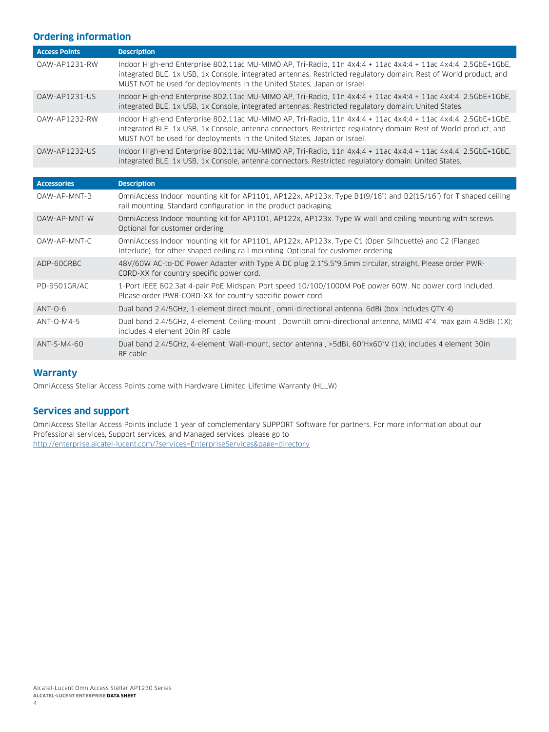## Ordering information

| Access Points | Description |
|---|---|
| OAW-AP1231-RW | Indoor High-end Enterprise 802.11ac MU-MIMO AP, Tri-Radio, 11n 4x4:4 + 11ac 4x4:4 + 11ac 4x4:4, 2.5GbE+1GbE, integrated BLE, 1x USB, 1x Console, integrated antennas. Restricted regulatory domain: Rest of World product, and MUST NOT be used for deployments in the United States, Japan or Israel. |
| OAW-AP1231-US | Indoor High-end Enterprise 802.11ac MU-MIMO AP, Tri-Radio, 11n 4x4:4 + 11ac 4x4:4 + 11ac 4x4:4, 2.5GbE+1GbE, integrated BLE, 1x USB, 1x Console, integrated antennas. Restricted regulatory domain: United States. |
| OAW-AP1232-RW | Indoor High-end Enterprise 802.11ac MU-MIMO AP, Tri-Radio, 11n 4x4:4 + 11ac 4x4:4 + 11ac 4x4:4, 2.5GbE+1GbE, integrated BLE, 1x USB, 1x Console, antenna connectors. Restricted regulatory domain: Rest of World product, and MUST NOT be used for deployments in the United States, Japan or Israel. |
| OAW-AP1232-US | Indoor High-end Enterprise 802.11ac MU-MIMO AP, Tri-Radio, 11n 4x4:4 + 11ac 4x4:4 + 11ac 4x4:4, 2.5GbE+1GbE, integrated BLE, 1x USB, 1x Console, antenna connectors. Restricted regulatory domain: United States. |

| Accessories | Description |
|---|---|
| OAW-AP-MNT-B | OmniAccess Indoor mounting kit for AP1101, AP122x, AP123x. Type B1(9/16") and B2(15/16") for T shaped ceiling rail mounting. Standard configuration in the product packaging. |
| OAW-AP-MNT-W | OmniAccess Indoor mounting kit for AP1101, AP122x, AP123x. Type W wall and ceiling mounting with screws. Optional for customer ordering |
| OAW-AP-MNT-C | OmniAccess Indoor mounting kit for AP1101, AP122x, AP123x. Type C1 (Open Silhouette) and C2 (Flanged Interlude), for other shaped ceiling rail mounting. Optional for customer ordering |
| ADP-60GRBC | 48V/60W AC-to-DC Power Adapter with Type A DC plug 2.1*5.5*9.5mm circular, straight. Please order PWR-CORD-XX for country specific power cord. |
| PD-9501GR/AC | 1-Port IEEE 802.3at 4-pair PoE Midspan. Port speed 10/100/1000M PoE power 60W. No power cord included. Please order PWR-CORD-XX for country specific power cord. |
| ANT-O-6 | Dual band 2.4/5GHz, 1-element direct mount , omni-directional antenna, 6dBi (box includes QTY 4) |
| ANT-O-M4-5 | Dual band 2.4/5GHz, 4-element, Ceiling-mount , Downtilt omni-directional antenna, MIMO 4*4, max gain 4.8dBi (1X); includes 4 element 30in RF cable |
| ANT-S-M4-60 | Dual band 2.4/5GHz, 4-element, Wall-mount, sector antenna , >5dBi, 60°Hx60°V (1x); includes 4 element 30in RF cable |

## Warranty

OmniAccess Stellar Access Points come with Hardware Limited Lifetime Warranty (HLLW)

## Services and support

OmniAccess Stellar Access Points include 1 year of complementary SUPPORT Software for partners. For more information about our Professional services, Support services, and Managed services, please go to http://enterprise.alcatel-lucent.com/?services=EnterpriseServices&page=directory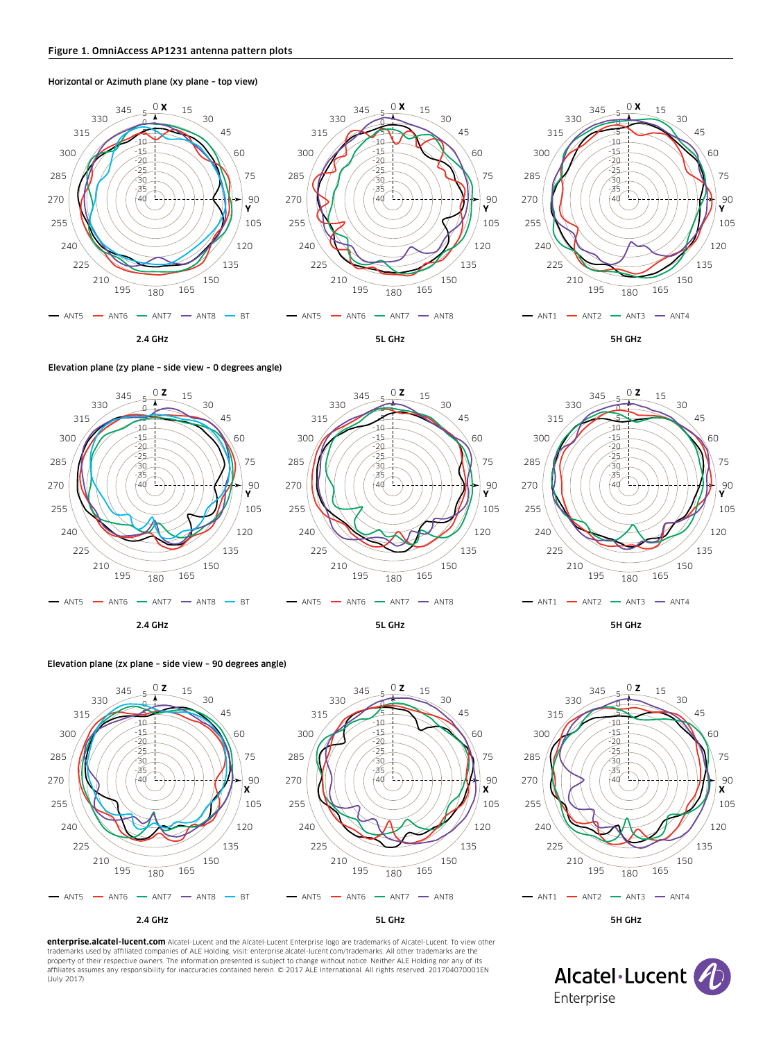Figure 1. OmniAccess AP1231 antenna pattern plots

Horizontal or Azimuth plane (xy plane – top view)

ANT5 ANT6 ANT7 ANT8 BT

2.4 GHz

ANT5 ANT6 ANT7 ANT8

5L GHz

ANT1 ANT2 ANT3 ANT4

5H GHz

Elevation plane (zy plane – side view – 0 degrees angle)

ANT5 ANT6 ANT7 ANT8 BT

2.4 GHz

ANT5 ANT6 ANT7 ANT8

5L GHz

ANT1 ANT2 ANT3 ANT4

5H GHz

Elevation plane (zx plane – side view – 90 degrees angle)

ANT5 ANT6 ANT7 ANT8 BT

2.4 GHz

ANT5 ANT6 ANT7 ANT8

5L GHz

ANT1 ANT2 ANT3 ANT4

5H GHz

**enterprise.alcatel-lucent.com** Alcatel-Lucent and the Alcatel-Lucent Enterprise logo are trademarks of Alcatel-Lucent. To view other trademarks used by affiliated companies of ALE Holding, visit: enterprise.alcatel-lucent.com/trademarks. All other trademarks are the property of their respective owners. The information presented is subject to change without notice. Neither ALE Holding nor any of its affiliates assumes any responsibility for inaccuracies contained herein. © 2017 ALE International. All rights reserved. 201704070001EN (July 2017)